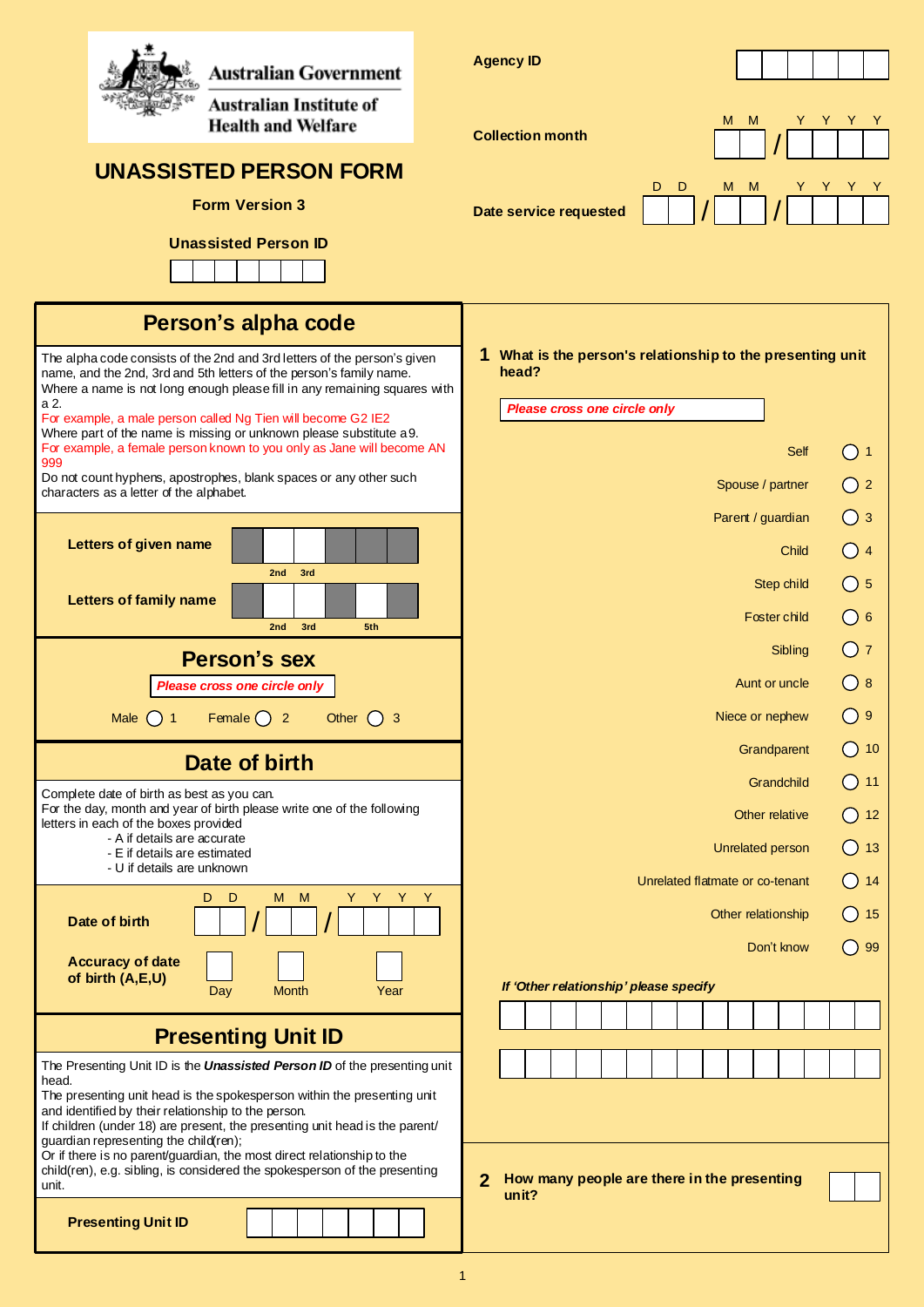Australian Government
Australian Institute of Health and Welfare

# UNASSISTED PERSON FORM

**Form Version 3**

**Unassisted Person ID**

**Agency ID**

**Collection month** MM / YYYY

**Date service requested** DD / MM / YYYY

## Person's alpha code

The alpha code consists of the 2nd and 3rd letters of the person's given name, and the 2nd, 3rd and 5th letters of the person's family name. Where a name is not long enough please fill in any remaining squares with a 2.

For example, a male person called Ng Tien will become G2 IE2

Where part of the name is missing or unknown please substitute a 9.

For example, a female person known to you only as Jane will become AN 999

Do not count hyphens, apostrophes, blank spaces or any other such characters as a letter of the alphabet.

**Letters of given name** (2nd, 3rd)

**Letters of family name** (2nd, 3rd, 5th)

## Person's sex

*Please cross one circle only*

Male ◯ 1 Female ◯ 2 Other ◯ 3

## Date of birth

Complete date of birth as best as you can.
For the day, month and year of birth please write one of the following letters in each of the boxes provided

- A if details are accurate
- E if details are estimated
- U if details are unknown

**Date of birth** DD / MM / YYYY

**Accuracy of date of birth (A,E,U)** Day Month Year

## Presenting Unit ID

The Presenting Unit ID is the ***Unassisted Person ID*** of the presenting unit head.
The presenting unit head is the spokesperson within the presenting unit and identified by their relationship to the person.
If children (under 18) are present, the presenting unit head is the parent/guardian representing the child(ren);
Or if there is no parent/guardian, the most direct relationship to the child(ren), e.g. sibling, is considered the spokesperson of the presenting unit.

**Presenting Unit ID**

**1 What is the person's relationship to the presenting unit head?**

*Please cross one circle only*

| Relationship | Code |
|---|---|
| Self | ◯ 1 |
| Spouse / partner | ◯ 2 |
| Parent / guardian | ◯ 3 |
| Child | ◯ 4 |
| Step child | ◯ 5 |
| Foster child | ◯ 6 |
| Sibling | ◯ 7 |
| Aunt or uncle | ◯ 8 |
| Niece or nephew | ◯ 9 |
| Grandparent | ◯ 10 |
| Grandchild | ◯ 11 |
| Other relative | ◯ 12 |
| Unrelated person | ◯ 13 |
| Unrelated flatmate or co-tenant | ◯ 14 |
| Other relationship | ◯ 15 |
| Don't know | ◯ 99 |

*If 'Other relationship' please specify*

**2 How many people are there in the presenting unit?**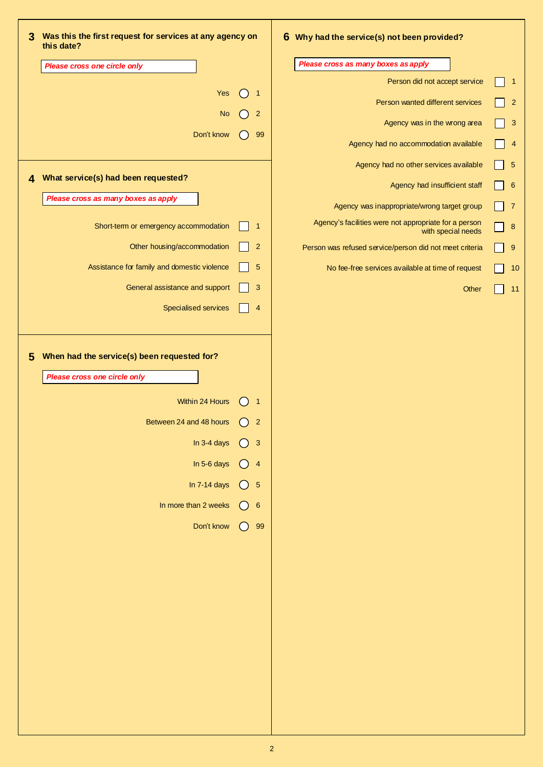## 3 Was this the first request for services at any agency on this date?

*Please cross one circle only*

| | |
|---|---|
| Yes ◯ | 1 |
| No ◯ | 2 |
| Don't know ◯ | 99 |

## 4 What service(s) had been requested?

*Please cross as many boxes as apply*

| | |
|---|---|
| Short-term or emergency accommodation ☐ | 1 |
| Other housing/accommodation ☐ | 2 |
| Assistance for family and domestic violence ☐ | 5 |
| General assistance and support ☐ | 3 |
| Specialised services ☐ | 4 |

## 5 When had the service(s) been requested for?

*Please cross one circle only*

| | |
|---|---|
| Within 24 Hours ◯ | 1 |
| Between 24 and 48 hours ◯ | 2 |
| In 3-4 days ◯ | 3 |
| In 5-6 days ◯ | 4 |
| In 7-14 days ◯ | 5 |
| In more than 2 weeks ◯ | 6 |
| Don't know ◯ | 99 |

## 6 Why had the service(s) not been provided?

*Please cross as many boxes as apply*

| | |
|---|---|
| Person did not accept service ☐ | 1 |
| Person wanted different services ☐ | 2 |
| Agency was in the wrong area ☐ | 3 |
| Agency had no accommodation available ☐ | 4 |
| Agency had no other services available ☐ | 5 |
| Agency had insufficient staff ☐ | 6 |
| Agency was inappropriate/wrong target group ☐ | 7 |
| Agency's facilities were not appropriate for a person with special needs ☐ | 8 |
| Person was refused service/person did not meet criteria ☐ | 9 |
| No fee-free services available at time of request ☐ | 10 |
| Other ☐ | 11 |